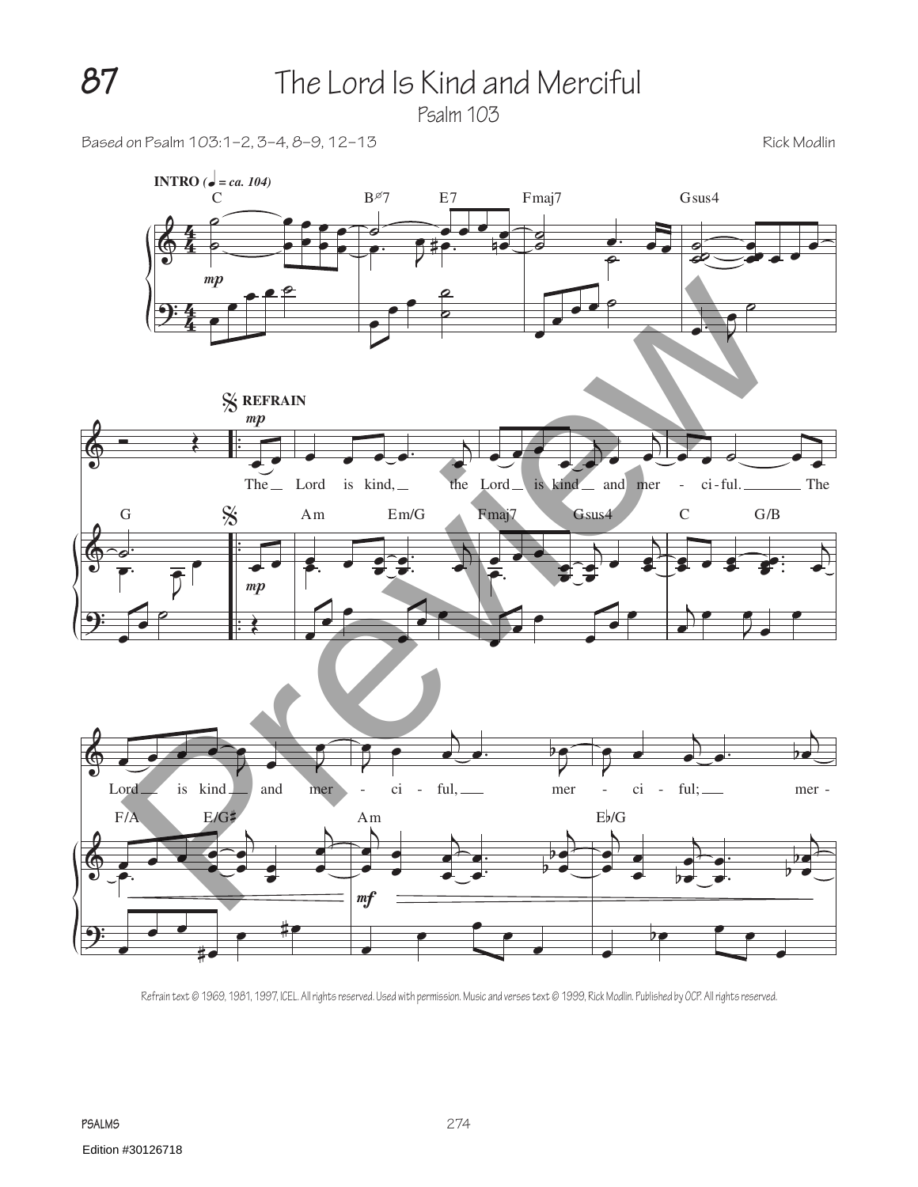# 87 The Lord Is Kind and Merciful

Psalm 103

Based on Psalm 103:1–2, 3–4, 8–9, 12–13

Rick Modlin

Refrain text © 1969, 1981, 1997, ICEL. All rights reserved. Used with permission. Music and verses text © 1999, Rick Modlin. Published by OCP. All rights reserved.

Edition #30126718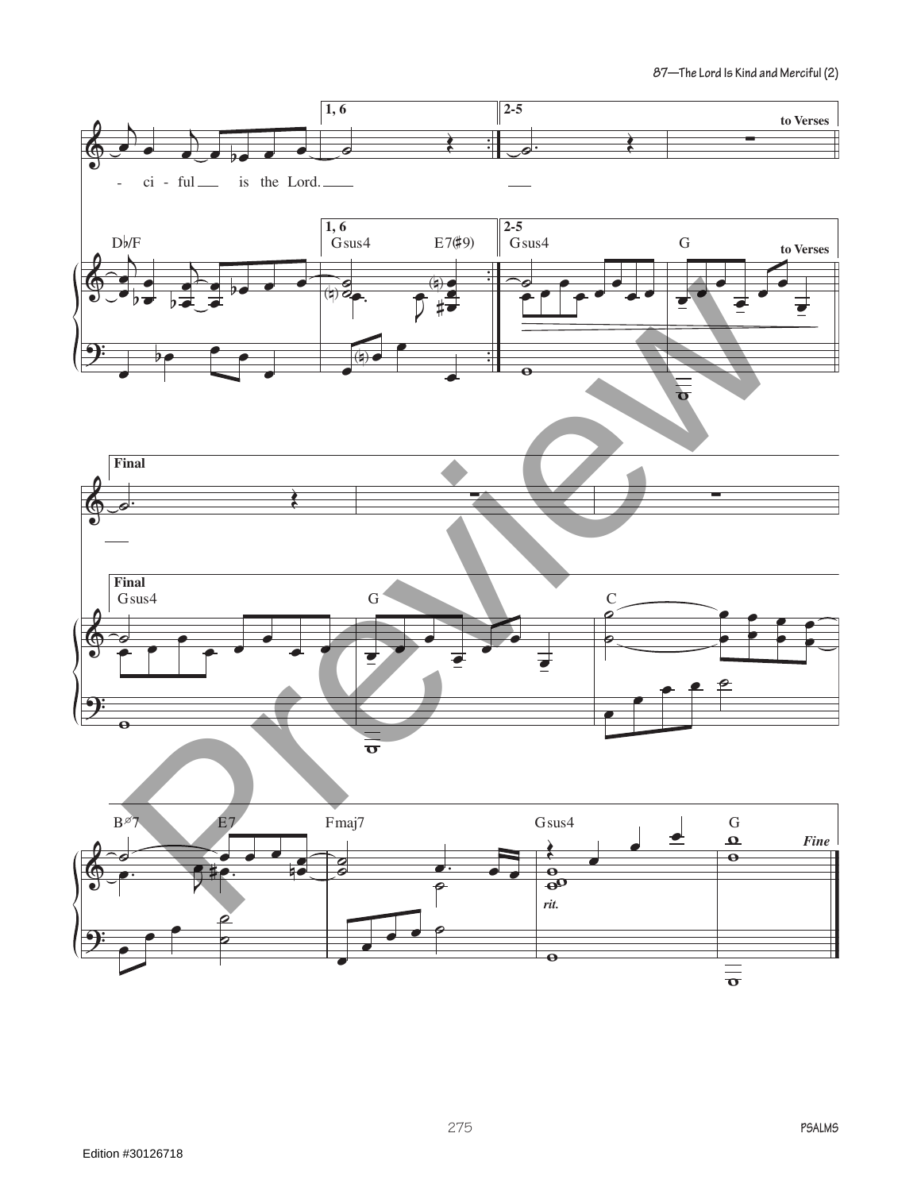- ci - ful is the Lord.

1, 6 | 2-5 | to Verses

D♭/F | Gsus4 E7(♯9) | Gsus4 | G

Final

Gsus4 | G | C

B$^{ø}$7 | E7 | Fmaj7 | Gsus4 | G

*rit.*

*Fine*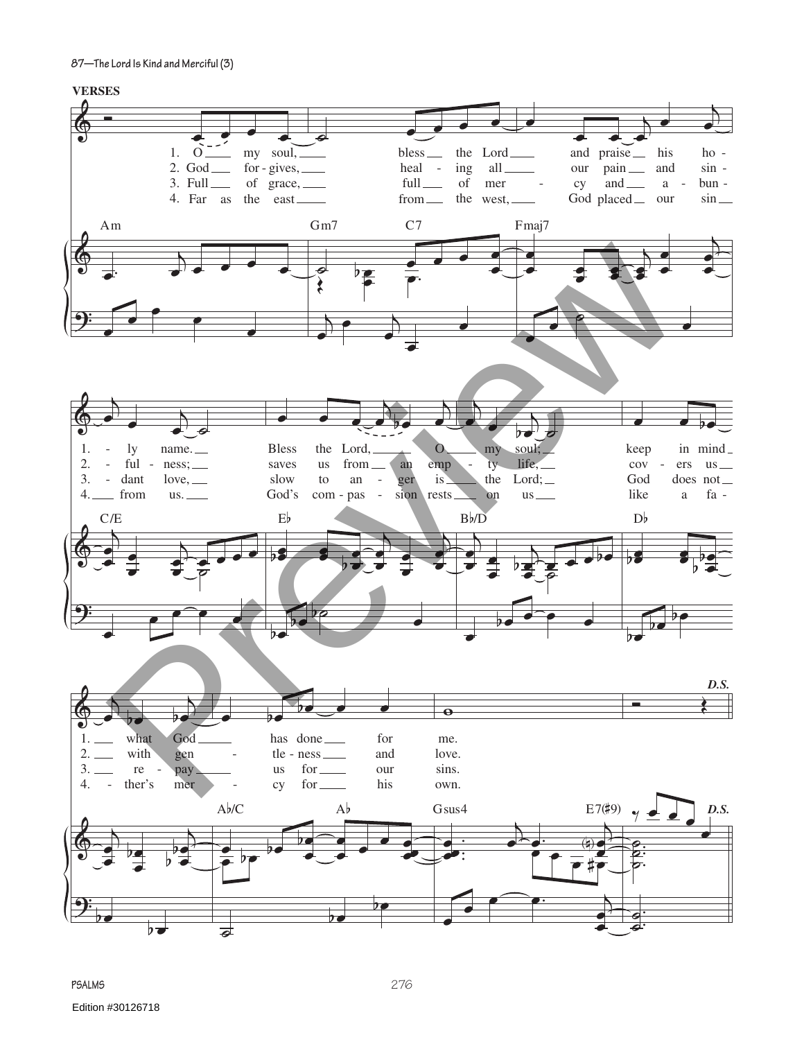**VERSES**

1. O my soul, bless the Lord and praise his holy name. Bless the Lord, O my soul; keep in mind what God has done for me.
2. God forgives, healing all our pain and sinfulness; saves us from an empty life, covers us with gentleness and love.
3. Full of grace, full of mercy and abundant love, slow to anger is the Lord; God does not repay us for our sins.
4. Far as the east from the west, God placed our sin from us. God's compassion rests on us like a father's mercy for his own.

Am | Gm7 | C7 | Fmaj7 | C/E | E♭ | B♭/D | D♭ | A♭/C | A♭ | Gsus4 | E7(♯9)

*D.S.*

Edition #30126718